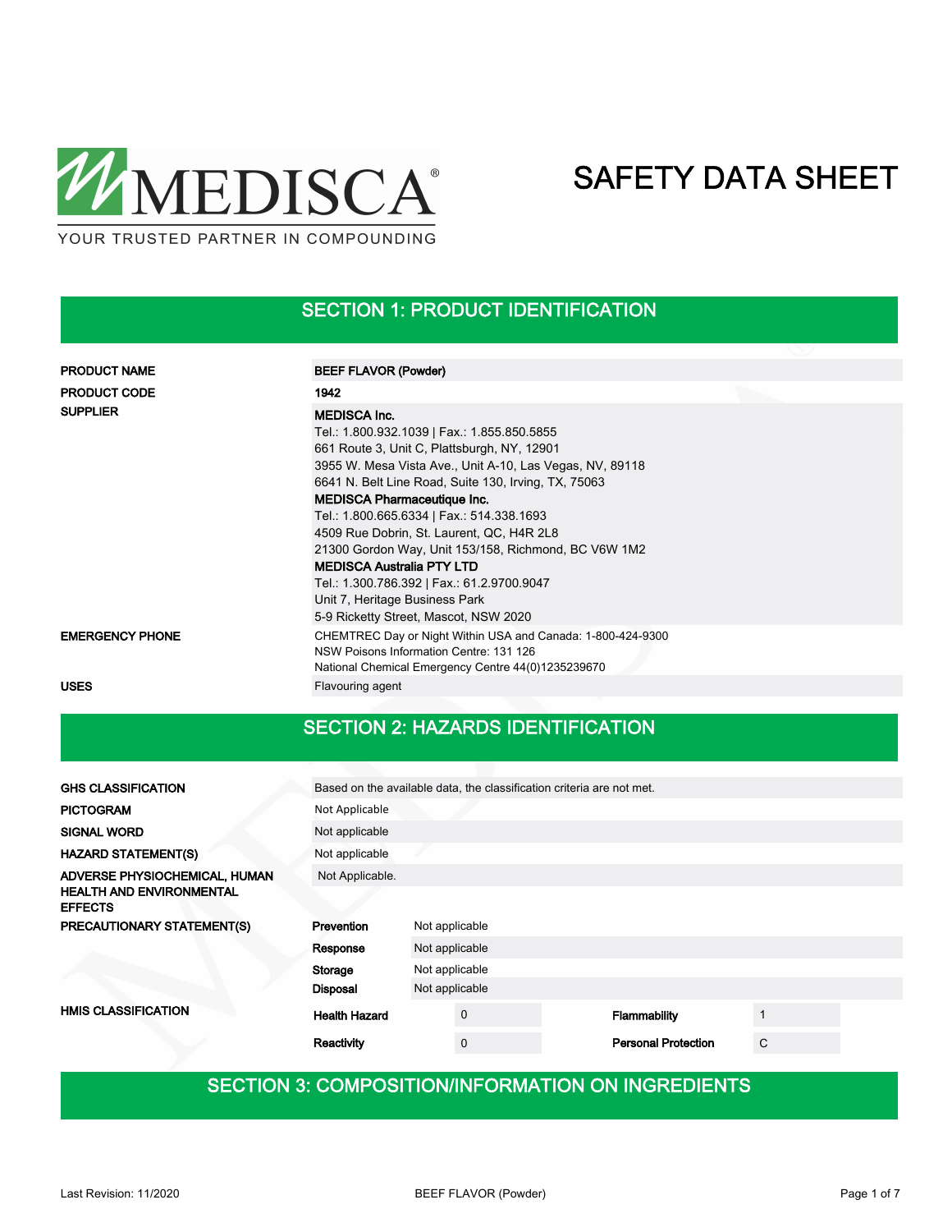MEDISCA®

YOUR TRUSTED PARTNER IN COMPOUNDING

# SAFETY DATA SHEET

## SECTION 1: PRODUCT IDENTIFICATION

| | |
|---|---|
| **PRODUCT NAME** | **BEEF FLAVOR (Powder)** |
| **PRODUCT CODE** | **1942** |
| **SUPPLIER** | **MEDISCA Inc.**<br>Tel.: 1.800.932.1039 \| Fax.: 1.855.850.5855<br>661 Route 3, Unit C, Plattsburgh, NY, 12901<br>3955 W. Mesa Vista Ave., Unit A-10, Las Vegas, NV, 89118<br>6641 N. Belt Line Road, Suite 130, Irving, TX, 75063<br>**MEDISCA Pharmaceutique Inc.**<br>Tel.: 1.800.665.6334 \| Fax.: 514.338.1693<br>4509 Rue Dobrin, St. Laurent, QC, H4R 2L8<br>21300 Gordon Way, Unit 153/158, Richmond, BC V6W 1M2<br>**MEDISCA Australia PTY LTD**<br>Tel.: 1.300.786.392 \| Fax.: 61.2.9700.9047<br>Unit 7, Heritage Business Park<br>5-9 Ricketty Street, Mascot, NSW 2020 |
| **EMERGENCY PHONE** | CHEMTREC Day or Night Within USA and Canada: 1-800-424-9300<br>NSW Poisons Information Centre: 131 126<br>National Chemical Emergency Centre 44(0)1235239670 |
| **USES** | Flavouring agent |

## SECTION 2: HAZARDS IDENTIFICATION

| | |
|---|---|
| **GHS CLASSIFICATION** | Based on the available data, the classification criteria are not met. |
| **PICTOGRAM** | Not Applicable |
| **SIGNAL WORD** | Not applicable |
| **HAZARD STATEMENT(S)** | Not applicable |
| **ADVERSE PHYSIOCHEMICAL, HUMAN HEALTH AND ENVIRONMENTAL EFFECTS** | Not Applicable. |

**PRECAUTIONARY STATEMENT(S)**

| | |
|---|---|
| **Prevention** | Not applicable |
| **Response** | Not applicable |
| **Storage** | Not applicable |
| **Disposal** | Not applicable |

**HMIS CLASSIFICATION**

| | | | |
|---|---|---|---|
| **Health Hazard** | 0 | **Flammability** | 1 |
| **Reactivity** | 0 | **Personal Protection** | C |

## SECTION 3: COMPOSITION/INFORMATION ON INGREDIENTS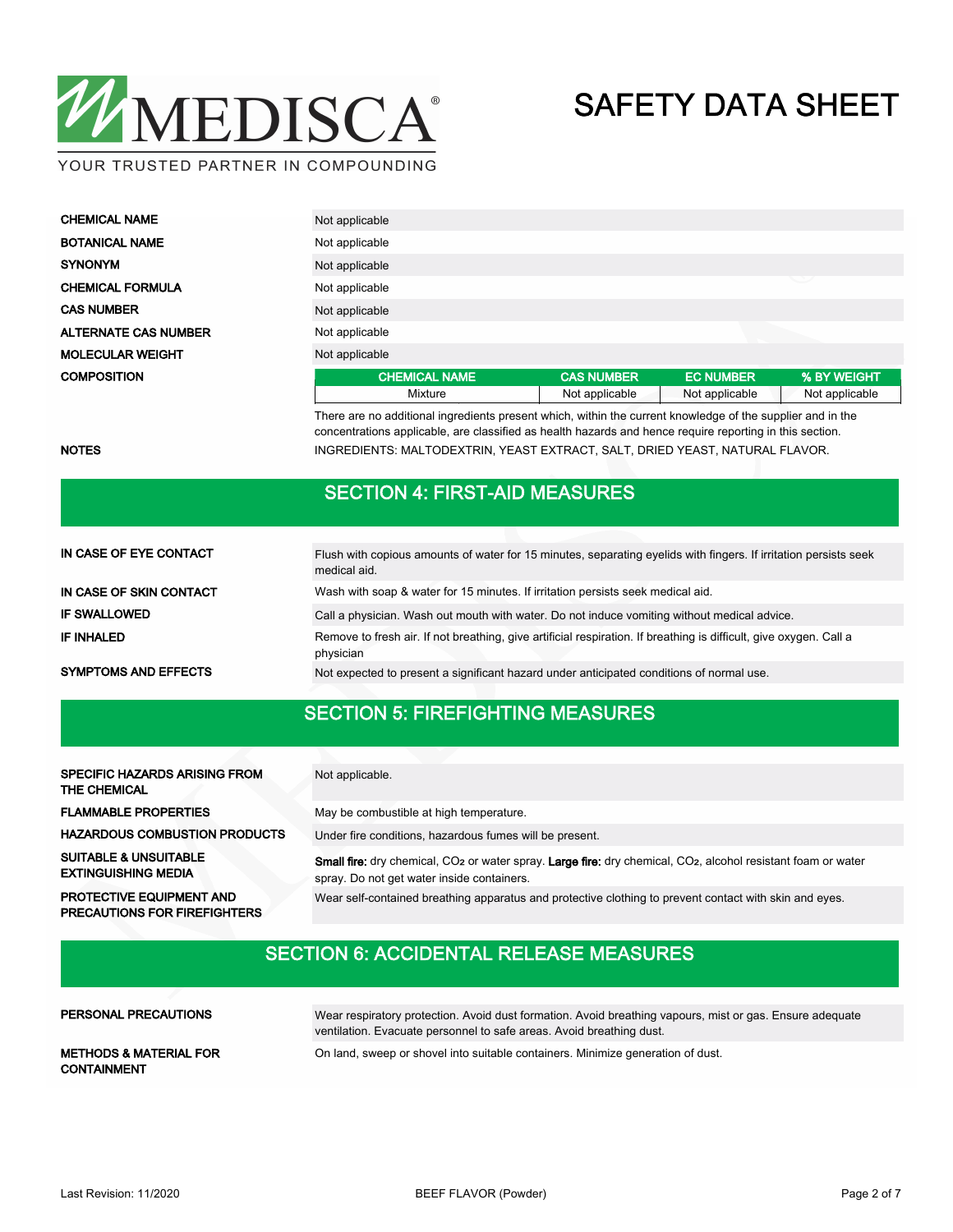| | |
|---|---|
| **CHEMICAL NAME** | Not applicable |
| **BOTANICAL NAME** | Not applicable |
| **SYNONYM** | Not applicable |
| **CHEMICAL FORMULA** | Not applicable |
| **CAS NUMBER** | Not applicable |
| **ALTERNATE CAS NUMBER** | Not applicable |
| **MOLECULAR WEIGHT** | Not applicable |

**COMPOSITION**

| CHEMICAL NAME | CAS NUMBER | EC NUMBER | % BY WEIGHT |
|---|---|---|---|
| Mixture | Not applicable | Not applicable | Not applicable |

There are no additional ingredients present which, within the current knowledge of the supplier and in the concentrations applicable, are classified as health hazards and hence require reporting in this section.

**NOTES**

INGREDIENTS: MALTODEXTRIN, YEAST EXTRACT, SALT, DRIED YEAST, NATURAL FLAVOR.

## SECTION 4: FIRST-AID MEASURES

| | |
|---|---|
| **IN CASE OF EYE CONTACT** | Flush with copious amounts of water for 15 minutes, separating eyelids with fingers. If irritation persists seek medical aid. |
| **IN CASE OF SKIN CONTACT** | Wash with soap & water for 15 minutes. If irritation persists seek medical aid. |
| **IF SWALLOWED** | Call a physician. Wash out mouth with water. Do not induce vomiting without medical advice. |
| **IF INHALED** | Remove to fresh air. If not breathing, give artificial respiration. If breathing is difficult, give oxygen. Call a physician |
| **SYMPTOMS AND EFFECTS** | Not expected to present a significant hazard under anticipated conditions of normal use. |

## SECTION 5: FIREFIGHTING MEASURES

| | |
|---|---|
| **SPECIFIC HAZARDS ARISING FROM THE CHEMICAL** | Not applicable. |
| **FLAMMABLE PROPERTIES** | May be combustible at high temperature. |
| **HAZARDOUS COMBUSTION PRODUCTS** | Under fire conditions, hazardous fumes will be present. |
| **SUITABLE & UNSUITABLE EXTINGUISHING MEDIA** | **Small fire:** dry chemical, $CO_2$ or water spray. **Large fire:** dry chemical, $CO_2$, alcohol resistant foam or water spray. Do not get water inside containers. |
| **PROTECTIVE EQUIPMENT AND PRECAUTIONS FOR FIREFIGHTERS** | Wear self-contained breathing apparatus and protective clothing to prevent contact with skin and eyes. |

## SECTION 6: ACCIDENTAL RELEASE MEASURES

| | |
|---|---|
| **PERSONAL PRECAUTIONS** | Wear respiratory protection. Avoid dust formation. Avoid breathing vapours, mist or gas. Ensure adequate ventilation. Evacuate personnel to safe areas. Avoid breathing dust. |
| **METHODS & MATERIAL FOR CONTAINMENT** | On land, sweep or shovel into suitable containers. Minimize generation of dust. |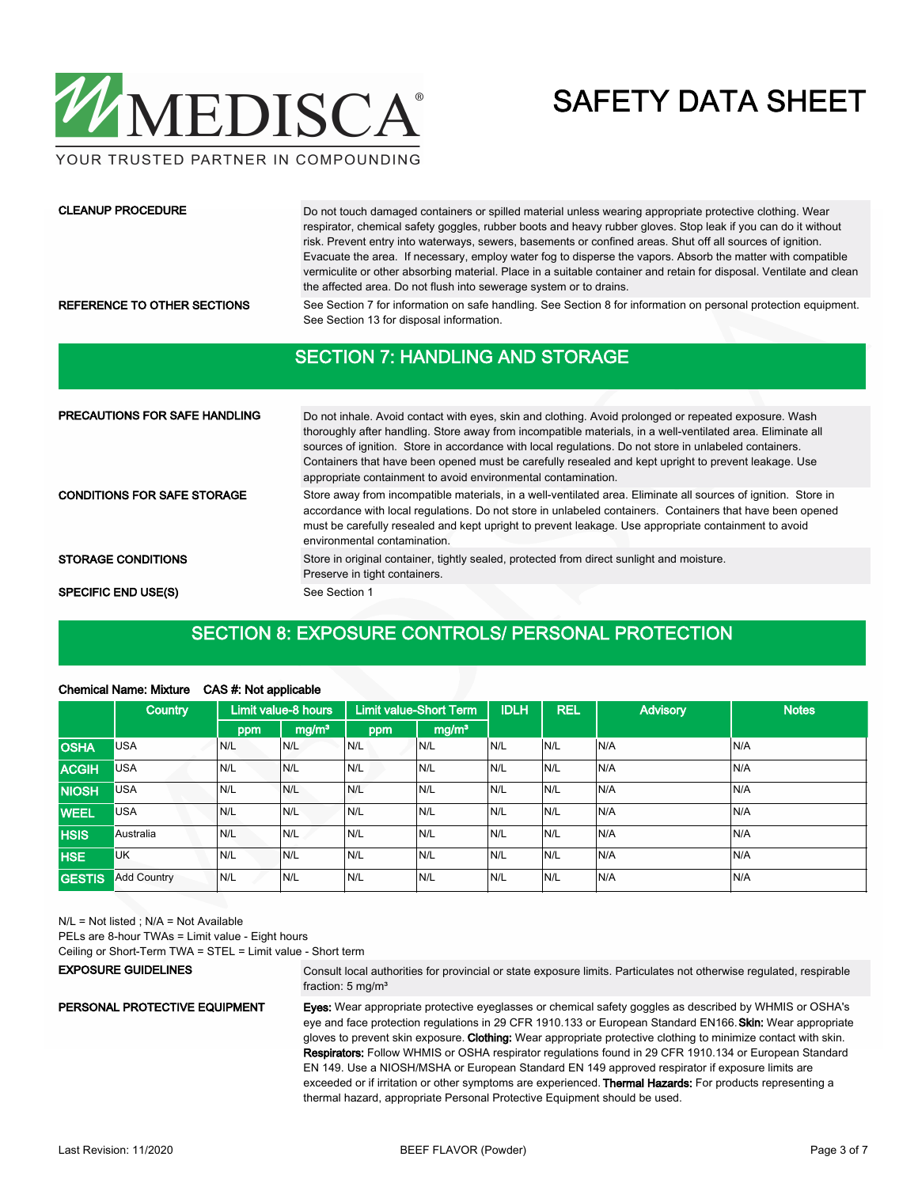**CLEANUP PROCEDURE**

Do not touch damaged containers or spilled material unless wearing appropriate protective clothing. Wear respirator, chemical safety goggles, rubber boots and heavy rubber gloves. Stop leak if you can do it without risk. Prevent entry into waterways, sewers, basements or confined areas. Shut off all sources of ignition. Evacuate the area. If necessary, employ water fog to disperse the vapors. Absorb the matter with compatible vermiculite or other absorbing material. Place in a suitable container and retain for disposal. Ventilate and clean the affected area. Do not flush into sewerage system or to drains.

**REFERENCE TO OTHER SECTIONS**

See Section 7 for information on safe handling. See Section 8 for information on personal protection equipment. See Section 13 for disposal information.

## SECTION 7: HANDLING AND STORAGE

**PRECAUTIONS FOR SAFE HANDLING**

Do not inhale. Avoid contact with eyes, skin and clothing. Avoid prolonged or repeated exposure. Wash thoroughly after handling. Store away from incompatible materials, in a well-ventilated area. Eliminate all sources of ignition. Store in accordance with local regulations. Do not store in unlabeled containers. Containers that have been opened must be carefully resealed and kept upright to prevent leakage. Use appropriate containment to avoid environmental contamination.

**CONDITIONS FOR SAFE STORAGE**

Store away from incompatible materials, in a well-ventilated area. Eliminate all sources of ignition. Store in accordance with local regulations. Do not store in unlabeled containers. Containers that have been opened must be carefully resealed and kept upright to prevent leakage. Use appropriate containment to avoid environmental contamination.

**STORAGE CONDITIONS**

Store in original container, tightly sealed, protected from direct sunlight and moisture. Preserve in tight containers.

**SPECIFIC END USE(S)**

See Section 1

## SECTION 8: EXPOSURE CONTROLS/ PERSONAL PROTECTION

**Chemical Name: Mixture CAS #: Not applicable**

| | Country | Limit value-8 hours | | Limit value-Short Term | | IDLH | REL | Advisory | Notes |
|---|---|---|---|---|---|---|---|---|---|
| | | ppm | mg/m³ | ppm | mg/m³ | | | | |
| **OSHA** | USA | N/L | N/L | N/L | N/L | N/L | N/L | N/A | N/A |
| **ACGIH** | USA | N/L | N/L | N/L | N/L | N/L | N/L | N/A | N/A |
| **NIOSH** | USA | N/L | N/L | N/L | N/L | N/L | N/L | N/A | N/A |
| **WEEL** | USA | N/L | N/L | N/L | N/L | N/L | N/L | N/A | N/A |
| **HSIS** | Australia | N/L | N/L | N/L | N/L | N/L | N/L | N/A | N/A |
| **HSE** | UK | N/L | N/L | N/L | N/L | N/L | N/L | N/A | N/A |
| **GESTIS** | Add Country | N/L | N/L | N/L | N/L | N/L | N/L | N/A | N/A |

N/L = Not listed ; N/A = Not Available

PELs are 8-hour TWAs = Limit value - Eight hours

Ceiling or Short-Term TWA = STEL = Limit value - Short term

**EXPOSURE GUIDELINES**

Consult local authorities for provincial or state exposure limits. Particulates not otherwise regulated, respirable fraction: 5 mg/m³

**PERSONAL PROTECTIVE EQUIPMENT**

**Eyes:** Wear appropriate protective eyeglasses or chemical safety goggles as described by WHMIS or OSHA's eye and face protection regulations in 29 CFR 1910.133 or European Standard EN166. **Skin:** Wear appropriate gloves to prevent skin exposure. **Clothing:** Wear appropriate protective clothing to minimize contact with skin. **Respirators:** Follow WHMIS or OSHA respirator regulations found in 29 CFR 1910.134 or European Standard EN 149. Use a NIOSH/MSHA or European Standard EN 149 approved respirator if exposure limits are exceeded or if irritation or other symptoms are experienced. **Thermal Hazards:** For products representing a thermal hazard, appropriate Personal Protective Equipment should be used.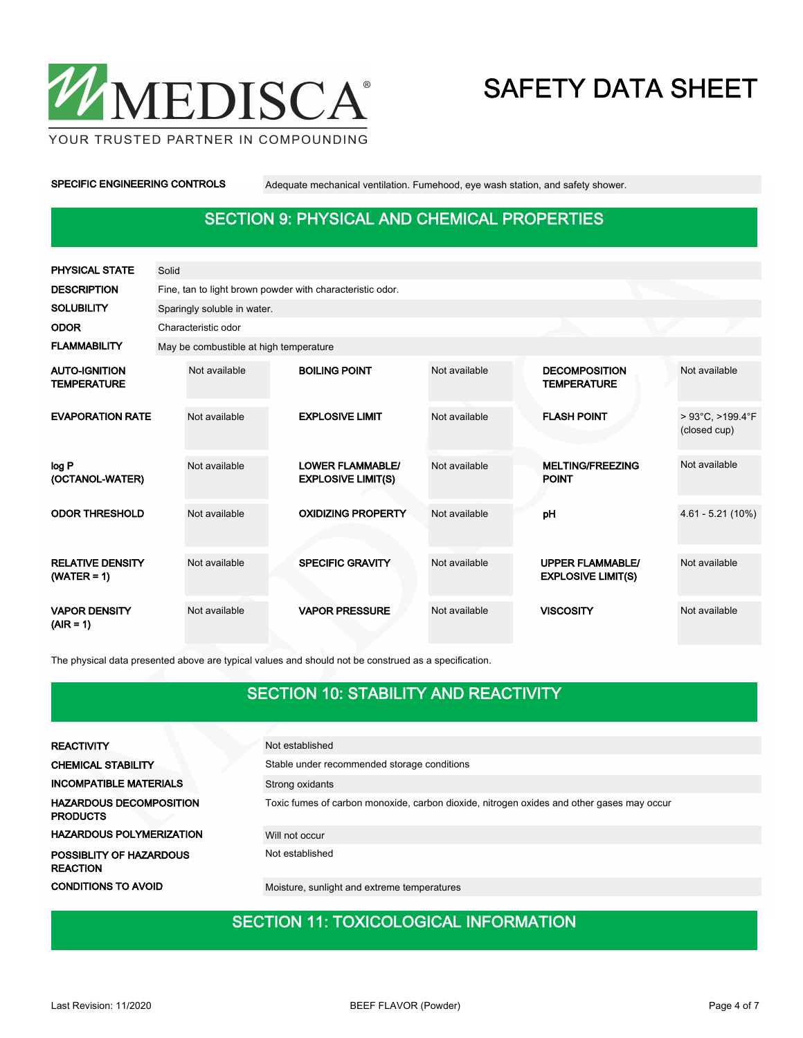| | |
|---|---|
| **SPECIFIC ENGINEERING CONTROLS** | Adequate mechanical ventilation. Fumehood, eye wash station, and safety shower. |

## SECTION 9: PHYSICAL AND CHEMICAL PROPERTIES

| | |
|---|---|
| **PHYSICAL STATE** | Solid |
| **DESCRIPTION** | Fine, tan to light brown powder with characteristic odor. |
| **SOLUBILITY** | Sparingly soluble in water. |
| **ODOR** | Characteristic odor |
| **FLAMMABILITY** | May be combustible at high temperature |

| | | | | | |
|---|---|---|---|---|---|
| **AUTO-IGNITION TEMPERATURE** | Not available | **BOILING POINT** | Not available | **DECOMPOSITION TEMPERATURE** | Not available |
| **EVAPORATION RATE** | Not available | **EXPLOSIVE LIMIT** | Not available | **FLASH POINT** | > 93°C, >199.4°F (closed cup) |
| **log P (OCTANOL-WATER)** | Not available | **LOWER FLAMMABLE/ EXPLOSIVE LIMIT(S)** | Not available | **MELTING/FREEZING POINT** | Not available |
| **ODOR THRESHOLD** | Not available | **OXIDIZING PROPERTY** | Not available | **pH** | 4.61 - 5.21 (10%) |
| **RELATIVE DENSITY (WATER = 1)** | Not available | **SPECIFIC GRAVITY** | Not available | **UPPER FLAMMABLE/ EXPLOSIVE LIMIT(S)** | Not available |
| **VAPOR DENSITY (AIR = 1)** | Not available | **VAPOR PRESSURE** | Not available | **VISCOSITY** | Not available |

The physical data presented above are typical values and should not be construed as a specification.

## SECTION 10: STABILITY AND REACTIVITY

| | |
|---|---|
| **REACTIVITY** | Not established |
| **CHEMICAL STABILITY** | Stable under recommended storage conditions |
| **INCOMPATIBLE MATERIALS** | Strong oxidants |
| **HAZARDOUS DECOMPOSITION PRODUCTS** | Toxic fumes of carbon monoxide, carbon dioxide, nitrogen oxides and other gases may occur |
| **HAZARDOUS POLYMERIZATION** | Will not occur |
| **POSSIBLITY OF HAZARDOUS REACTION** | Not established |
| **CONDITIONS TO AVOID** | Moisture, sunlight and extreme temperatures |

## SECTION 11: TOXICOLOGICAL INFORMATION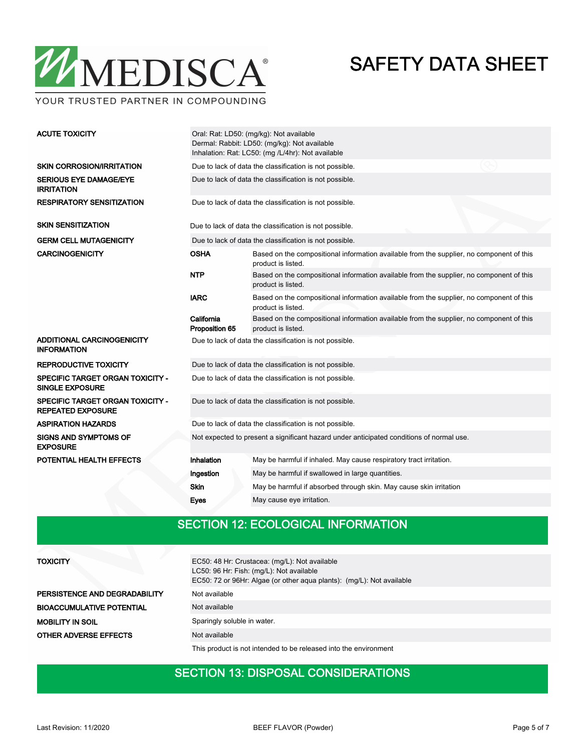| | | |
|---|---|---|
| **ACUTE TOXICITY** | Oral: Rat: LD50: (mg/kg): Not available<br>Dermal: Rabbit: LD50: (mg/kg): Not available<br>Inhalation: Rat: LC50: (mg /L/4hr): Not available | |
| **SKIN CORROSION/IRRITATION** | Due to lack of data the classification is not possible. | |
| **SERIOUS EYE DAMAGE/EYE IRRITATION** | Due to lack of data the classification is not possible. | |
| **RESPIRATORY SENSITIZATION** | Due to lack of data the classification is not possible. | |
| **SKIN SENSITIZATION** | Due to lack of data the classification is not possible. | |
| **GERM CELL MUTAGENICITY** | Due to lack of data the classification is not possible. | |
| **CARCINOGENICITY** | **OSHA** | Based on the compositional information available from the supplier, no component of this product is listed. |
| | **NTP** | Based on the compositional information available from the supplier, no component of this product is listed. |
| | **IARC** | Based on the compositional information available from the supplier, no component of this product is listed. |
| | **California Proposition 65** | Based on the compositional information available from the supplier, no component of this product is listed. |
| **ADDITIONAL CARCINOGENICITY INFORMATION** | Due to lack of data the classification is not possible. | |
| **REPRODUCTIVE TOXICITY** | Due to lack of data the classification is not possible. | |
| **SPECIFIC TARGET ORGAN TOXICITY - SINGLE EXPOSURE** | Due to lack of data the classification is not possible. | |
| **SPECIFIC TARGET ORGAN TOXICITY - REPEATED EXPOSURE** | Due to lack of data the classification is not possible. | |
| **ASPIRATION HAZARDS** | Due to lack of data the classification is not possible. | |
| **SIGNS AND SYMPTOMS OF EXPOSURE** | Not expected to present a significant hazard under anticipated conditions of normal use. | |
| **POTENTIAL HEALTH EFFECTS** | **Inhalation** | May be harmful if inhaled. May cause respiratory tract irritation. |
| | **Ingestion** | May be harmful if swallowed in large quantities. |
| | **Skin** | May be harmful if absorbed through skin. May cause skin irritation |
| | **Eyes** | May cause eye irritation. |

## SECTION 12: ECOLOGICAL INFORMATION

| | |
|---|---|
| **TOXICITY** | EC50: 48 Hr: Crustacea: (mg/L): Not available<br>LC50: 96 Hr: Fish: (mg/L): Not available<br>EC50: 72 or 96Hr: Algae (or other aqua plants): (mg/L): Not available |
| **PERSISTENCE AND DEGRADABILITY** | Not available |
| **BIOACCUMULATIVE POTENTIAL** | Not available |
| **MOBILITY IN SOIL** | Sparingly soluble in water. |
| **OTHER ADVERSE EFFECTS** | Not available |
| | This product is not intended to be released into the environment |

## SECTION 13: DISPOSAL CONSIDERATIONS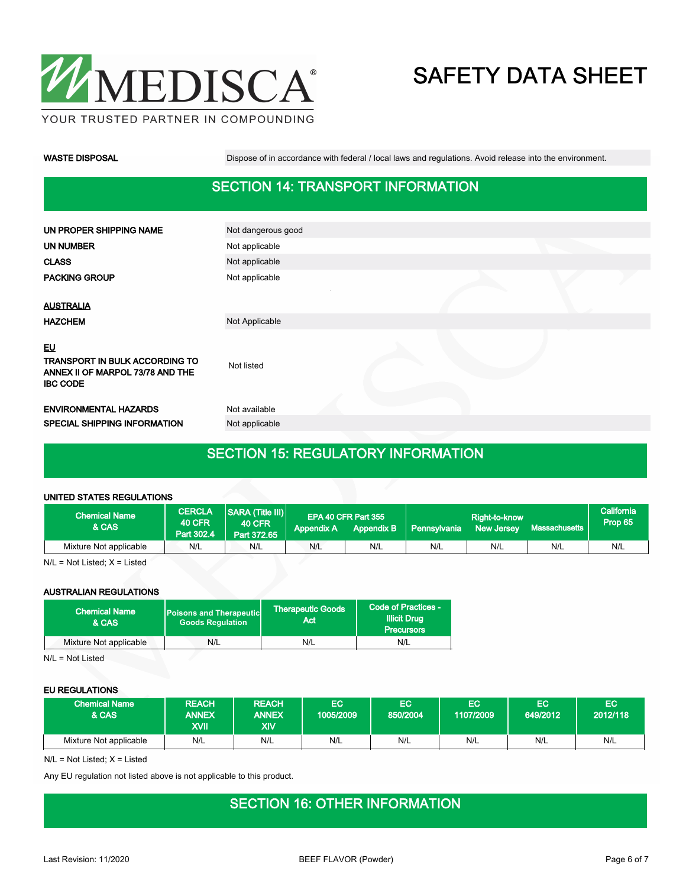| | |
|---|---|
| **WASTE DISPOSAL** | Dispose of in accordance with federal / local laws and regulations. Avoid release into the environment. |

## SECTION 14: TRANSPORT INFORMATION

| | |
|---|---|
| **UN PROPER SHIPPING NAME** | Not dangerous good |
| **UN NUMBER** | Not applicable |
| **CLASS** | Not applicable |
| **PACKING GROUP** | Not applicable |

**AUSTRALIA**

| | |
|---|---|
| **HAZCHEM** | Not Applicable |

**EU**

| | |
|---|---|
| **TRANSPORT IN BULK ACCORDING TO ANNEX II OF MARPOL 73/78 AND THE IBC CODE** | Not listed |
| **ENVIRONMENTAL HAZARDS** | Not available |
| **SPECIAL SHIPPING INFORMATION** | Not applicable |

## SECTION 15: REGULATORY INFORMATION

### UNITED STATES REGULATIONS

| Chemical Name & CAS | CERCLA 40 CFR Part 302.4 | SARA (Title III) 40 CFR Part 372.65 | EPA 40 CFR Part 355 Appendix A | EPA 40 CFR Part 355 Appendix B | Right-to-know Pennsylvania | Right-to-know New Jersey | Right-to-know Massachusetts | California Prop 65 |
|---|---|---|---|---|---|---|---|---|
| Mixture Not applicable | N/L | N/L | N/L | N/L | N/L | N/L | N/L | N/L |

N/L = Not Listed; X = Listed

### AUSTRALIAN REGULATIONS

| Chemical Name & CAS | Poisons and Therapeutic Goods Regulation | Therapeutic Goods Act | Code of Practices - Illicit Drug Precursors |
|---|---|---|---|
| Mixture Not applicable | N/L | N/L | N/L |

N/L = Not Listed

### EU REGULATIONS

| Chemical Name & CAS | REACH ANNEX XVII | REACH ANNEX XIV | EC 1005/2009 | EC 850/2004 | EC 1107/2009 | EC 649/2012 | EC 2012/118 |
|---|---|---|---|---|---|---|---|
| Mixture Not applicable | N/L | N/L | N/L | N/L | N/L | N/L | N/L |

N/L = Not Listed; X = Listed

Any EU regulation not listed above is not applicable to this product.

## SECTION 16: OTHER INFORMATION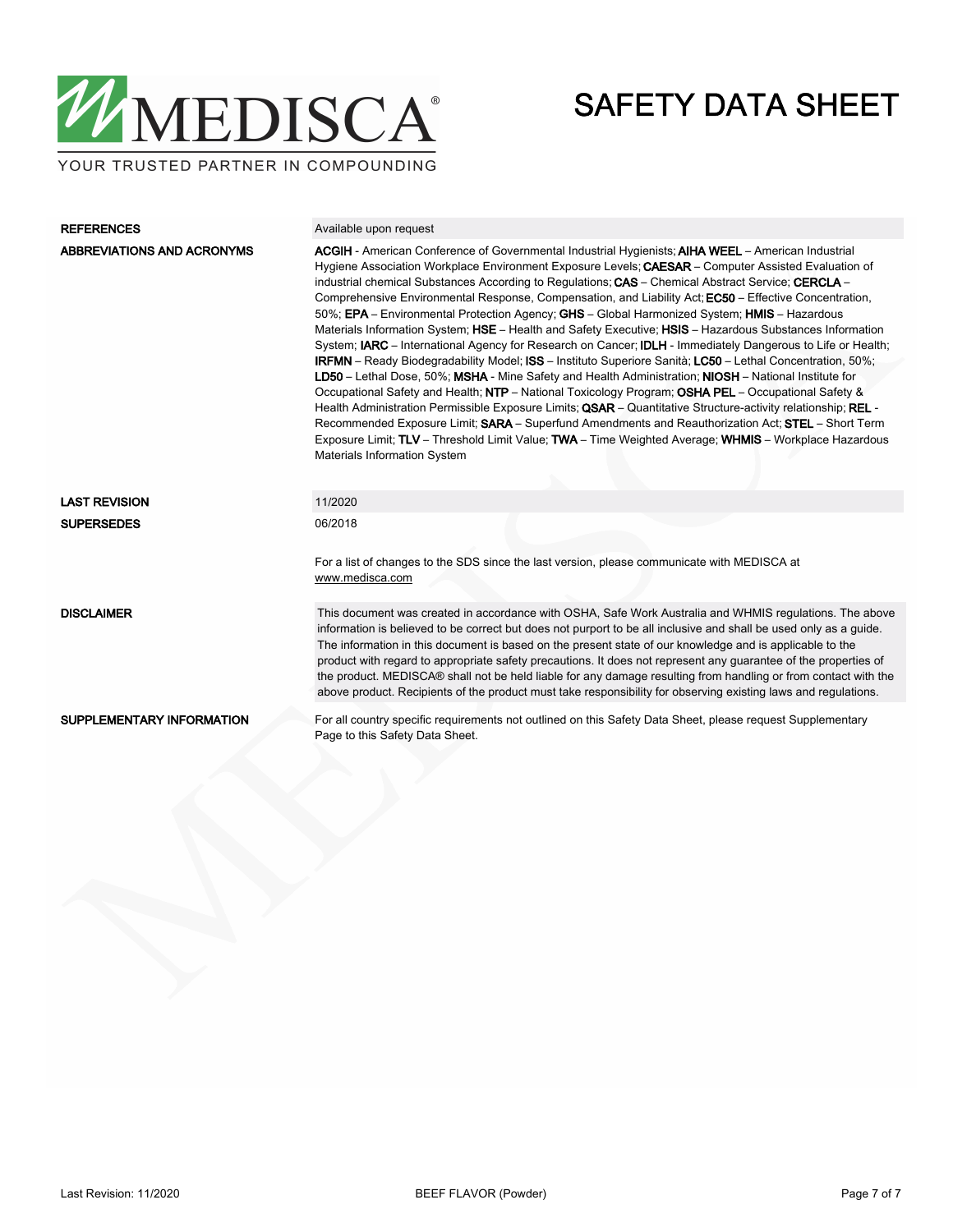# SAFETY DATA SHEET

MEDISCA® — YOUR TRUSTED PARTNER IN COMPOUNDING

| | |
|---|---|
| **REFERENCES** | Available upon request |
| **ABBREVIATIONS AND ACRONYMS** | **ACGIH** - American Conference of Governmental Industrial Hygienists; **AIHA WEEL** – American Industrial Hygiene Association Workplace Environment Exposure Levels; **CAESAR** – Computer Assisted Evaluation of industrial chemical Substances According to Regulations; **CAS** – Chemical Abstract Service; **CERCLA** – Comprehensive Environmental Response, Compensation, and Liability Act; **EC50** – Effective Concentration, 50%; **EPA** – Environmental Protection Agency; **GHS** – Global Harmonized System; **HMIS** – Hazardous Materials Information System; **HSE** – Health and Safety Executive; **HSIS** – Hazardous Substances Information System; **IARC** – International Agency for Research on Cancer; **IDLH** - Immediately Dangerous to Life or Health; **IRFMN** – Ready Biodegradability Model; **ISS** – Instituto Superiore Sanitá; **LC50** – Lethal Concentration, 50%; **LD50** – Lethal Dose, 50%; **MSHA** - Mine Safety and Health Administration; **NIOSH** – National Institute for Occupational Safety and Health; **NTP** – National Toxicology Program; **OSHA PEL** – Occupational Safety & Health Administration Permissible Exposure Limits; **QSAR** – Quantitative Structure-activity relationship; **REL** - Recommended Exposure Limit; **SARA** – Superfund Amendments and Reauthorization Act; **STEL** – Short Term Exposure Limit; **TLV** – Threshold Limit Value; **TWA** – Time Weighted Average; **WHMIS** – Workplace Hazardous Materials Information System |
| **LAST REVISION** | 11/2020 |
| **SUPERSEDES** | 06/2018<br><br>For a list of changes to the SDS since the last version, please communicate with MEDISCA at www.medisca.com |
| **DISCLAIMER** | This document was created in accordance with OSHA, Safe Work Australia and WHMIS regulations. The above information is believed to be correct but does not purport to be all inclusive and shall be used only as a guide. The information in this document is based on the present state of our knowledge and is applicable to the product with regard to appropriate safety precautions. It does not represent any guarantee of the properties of the product. MEDISCA® shall not be held liable for any damage resulting from handling or from contact with the above product. Recipients of the product must take responsibility for observing existing laws and regulations. |
| **SUPPLEMENTARY INFORMATION** | For all country specific requirements not outlined on this Safety Data Sheet, please request Supplementary Page to this Safety Data Sheet. |